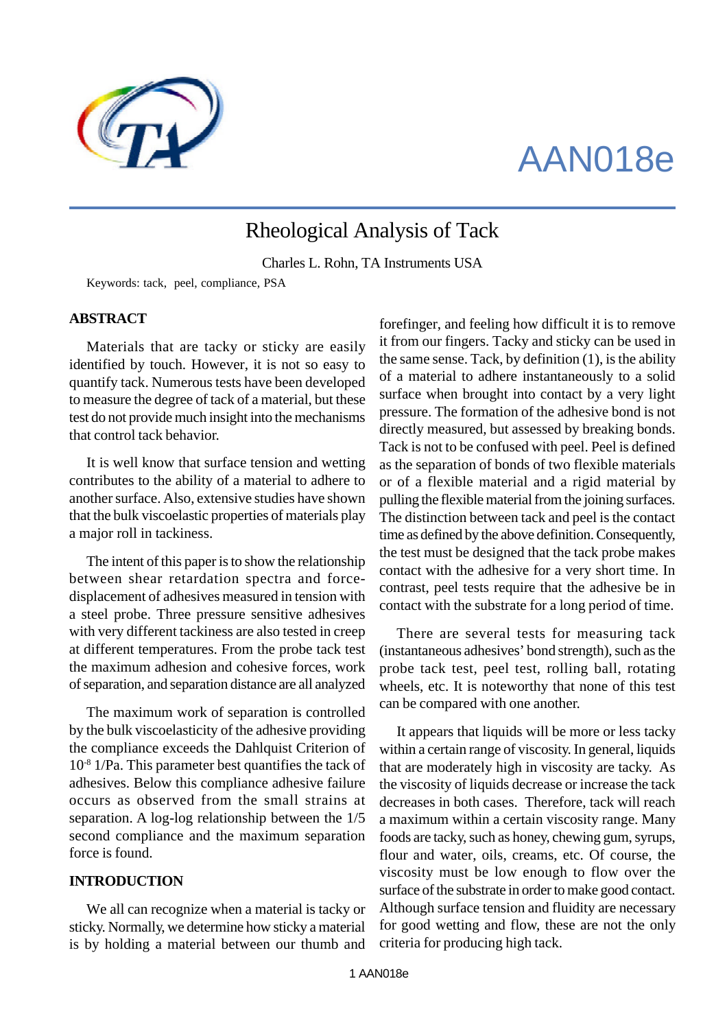AAN018e

# Rheological Analysis of Tack

Charles L. Rohn, TA Instruments USA

Keywords: tack, peel, compliance, PSA

## ABSTRACT

Materials that are tacky or sticky are easily identified by touch. However, it is not so easy to quantify tack. Numerous tests have been developed to measure the degree of tack of a material, but these test do not provide much insight into the mechanisms that control tack behavior.

It is well know that surface tension and wetting contributes to the ability of a material to adhere to another surface. Also, extensive studies have shown that the bulk viscoelastic properties of materials play a major roll in tackiness.

The intent of this paper is to show the relationship between shear retardation spectra and force-displacement of adhesives measured in tension with a steel probe. Three pressure sensitive adhesives with very different tackiness are also tested in creep at different temperatures. From the probe tack test the maximum adhesion and cohesive forces, work of separation, and separation distance are all analyzed

The maximum work of separation is controlled by the bulk viscoelasticity of the adhesive providing the compliance exceeds the Dahlquist Criterion of $10^{-8}$ 1/Pa. This parameter best quantifies the tack of adhesives. Below this compliance adhesive failure occurs as observed from the small strains at separation. A log-log relationship between the 1/5 second compliance and the maximum separation force is found.

## INTRODUCTION

We all can recognize when a material is tacky or sticky. Normally, we determine how sticky a material is by holding a material between our thumb and forefinger, and feeling how difficult it is to remove it from our fingers. Tacky and sticky can be used in the same sense. Tack, by definition (1), is the ability of a material to adhere instantaneously to a solid surface when brought into contact by a very light pressure. The formation of the adhesive bond is not directly measured, but assessed by breaking bonds. Tack is not to be confused with peel. Peel is defined as the separation of bonds of two flexible materials or of a flexible material and a rigid material by pulling the flexible material from the joining surfaces. The distinction between tack and peel is the contact time as defined by the above definition. Consequently, the test must be designed that the tack probe makes contact with the adhesive for a very short time. In contrast, peel tests require that the adhesive be in contact with the substrate for a long period of time.

There are several tests for measuring tack (instantaneous adhesives' bond strength), such as the probe tack test, peel test, rolling ball, rotating wheels, etc. It is noteworthy that none of this test can be compared with one another.

It appears that liquids will be more or less tacky within a certain range of viscosity. In general, liquids that are moderately high in viscosity are tacky. As the viscosity of liquids decrease or increase the tack decreases in both cases. Therefore, tack will reach a maximum within a certain viscosity range. Many foods are tacky, such as honey, chewing gum, syrups, flour and water, oils, creams, etc. Of course, the viscosity must be low enough to flow over the surface of the substrate in order to make good contact. Although surface tension and fluidity are necessary for good wetting and flow, these are not the only criteria for producing high tack.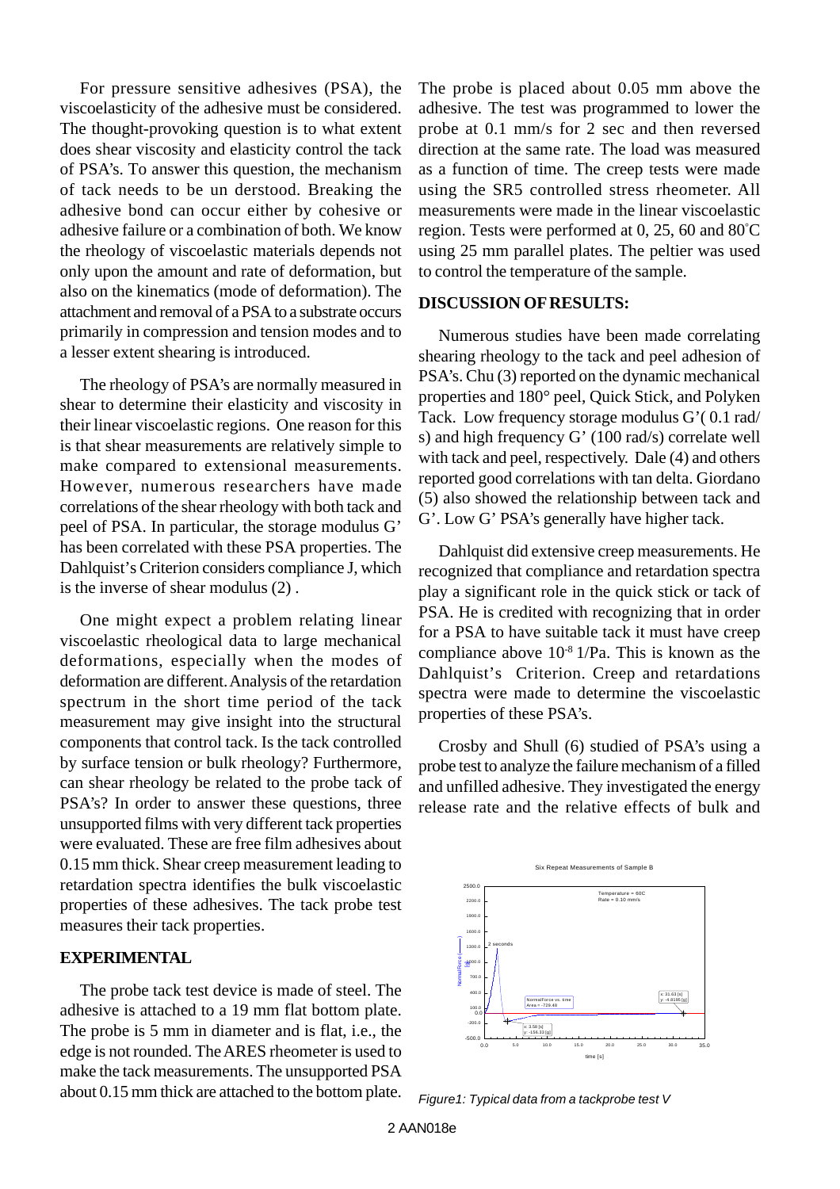For pressure sensitive adhesives (PSA), the viscoelasticity of the adhesive must be considered. The thought-provoking question is to what extent does shear viscosity and elasticity control the tack of PSA's. To answer this question, the mechanism of tack needs to be un derstood. Breaking the adhesive bond can occur either by cohesive or adhesive failure or a combination of both. We know the rheology of viscoelastic materials depends not only upon the amount and rate of deformation, but also on the kinematics (mode of deformation). The attachment and removal of a PSA to a substrate occurs primarily in compression and tension modes and to a lesser extent shearing is introduced.

The rheology of PSA's are normally measured in shear to determine their elasticity and viscosity in their linear viscoelastic regions. One reason for this is that shear measurements are relatively simple to make compared to extensional measurements. However, numerous researchers have made correlations of the shear rheology with both tack and peel of PSA. In particular, the storage modulus G' has been correlated with these PSA properties. The Dahlquist's Criterion considers compliance J, which is the inverse of shear modulus (2) .

One might expect a problem relating linear viscoelastic rheological data to large mechanical deformations, especially when the modes of deformation are different. Analysis of the retardation spectrum in the short time period of the tack measurement may give insight into the structural components that control tack. Is the tack controlled by surface tension or bulk rheology? Furthermore, can shear rheology be related to the probe tack of PSA's? In order to answer these questions, three unsupported films with very different tack properties were evaluated. These are free film adhesives about 0.15 mm thick. Shear creep measurement leading to retardation spectra identifies the bulk viscoelastic properties of these adhesives. The tack probe test measures their tack properties.

## EXPERIMENTAL

The probe tack test device is made of steel. The adhesive is attached to a 19 mm flat bottom plate. The probe is 5 mm in diameter and is flat, i.e., the edge is not rounded. The ARES rheometer is used to make the tack measurements. The unsupported PSA about 0.15 mm thick are attached to the bottom plate. The probe is placed about 0.05 mm above the adhesive. The test was programmed to lower the probe at 0.1 mm/s for 2 sec and then reversed direction at the same rate. The load was measured as a function of time. The creep tests were made using the SR5 controlled stress rheometer. All measurements were made in the linear viscoelastic region. Tests were performed at 0, 25, 60 and 80°C using 25 mm parallel plates. The peltier was used to control the temperature of the sample.

## DISCUSSION OF RESULTS:

Numerous studies have been made correlating shearing rheology to the tack and peel adhesion of PSA's. Chu (3) reported on the dynamic mechanical properties and 180° peel, Quick Stick, and Polyken Tack. Low frequency storage modulus G'( 0.1 rad/ s) and high frequency G' (100 rad/s) correlate well with tack and peel, respectively. Dale (4) and others reported good correlations with tan delta. Giordano (5) also showed the relationship between tack and G'. Low G' PSA's generally have higher tack.

Dahlquist did extensive creep measurements. He recognized that compliance and retardation spectra play a significant role in the quick stick or tack of PSA. He is credited with recognizing that in order for a PSA to have suitable tack it must have creep compliance above $10^{-8}$ 1/Pa. This is known as the Dahlquist's Criterion. Creep and retardations spectra were made to determine the viscoelastic properties of these PSA's.

Crosby and Shull (6) studied of PSA's using a probe test to analyze the failure mechanism of a filled and unfilled adhesive. They investigated the energy release rate and the relative effects of bulk and

*Figure1: Typical data from a tackprobe test V*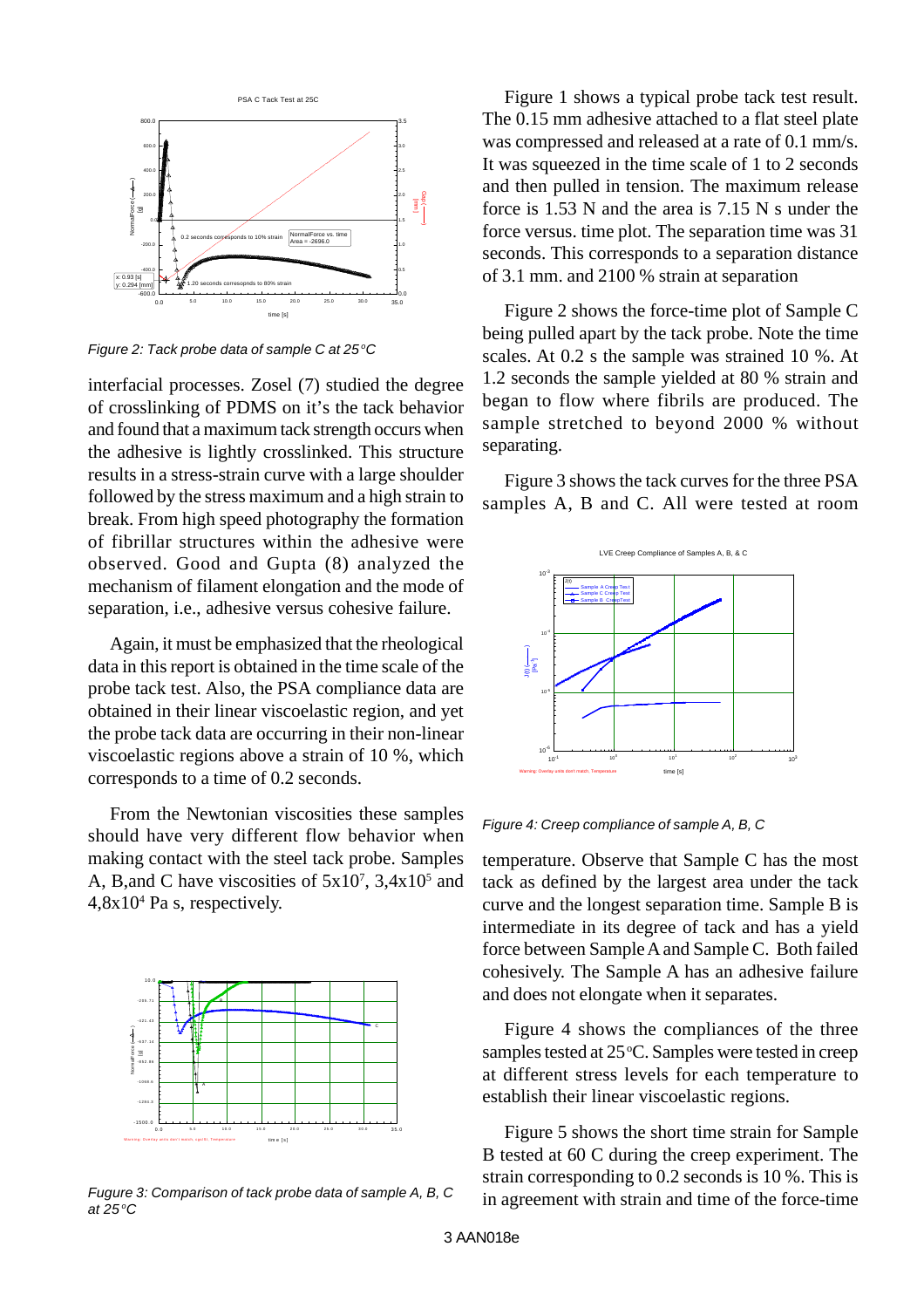*Figure 2: Tack probe data of sample C at 25°C*

interfacial processes. Zosel (7) studied the degree of crosslinking of PDMS on it's the tack behavior and found that a maximum tack strength occurs when the adhesive is lightly crosslinked. This structure results in a stress-strain curve with a large shoulder followed by the stress maximum and a high strain to break. From high speed photography the formation of fibrillar structures within the adhesive were observed. Good and Gupta (8) analyzed the mechanism of filament elongation and the mode of separation, i.e., adhesive versus cohesive failure.

Again, it must be emphasized that the rheological data in this report is obtained in the time scale of the probe tack test. Also, the PSA compliance data are obtained in their linear viscoelastic region, and yet the probe tack data are occurring in their non-linear viscoelastic regions above a strain of 10 %, which corresponds to a time of 0.2 seconds.

From the Newtonian viscosities these samples should have very different flow behavior when making contact with the steel tack probe. Samples A, B,and C have viscosities of $5x10^7$, $3,4x10^5$ and $4,8x10^4$ Pa s, respectively.

*Fugure 3: Comparison of tack probe data of sample A, B, C at 25°C*

Figure 1 shows a typical probe tack test result. The 0.15 mm adhesive attached to a flat steel plate was compressed and released at a rate of 0.1 mm/s. It was squeezed in the time scale of 1 to 2 seconds and then pulled in tension. The maximum release force is 1.53 N and the area is 7.15 N s under the force versus. time plot. The separation time was 31 seconds. This corresponds to a separation distance of 3.1 mm. and 2100 % strain at separation

Figure 2 shows the force-time plot of Sample C being pulled apart by the tack probe. Note the time scales. At 0.2 s the sample was strained 10 %. At 1.2 seconds the sample yielded at 80 % strain and began to flow where fibrils are produced. The sample stretched to beyond 2000 % without separating.

Figure 3 shows the tack curves for the three PSA samples A, B and C. All were tested at room temperature. Observe that Sample C has the most tack as defined by the largest area under the tack curve and the longest separation time. Sample B is intermediate in its degree of tack and has a yield force between Sample A and Sample C. Both failed cohesively. The Sample A has an adhesive failure and does not elongate when it separates.

*Figure 4: Creep compliance of sample A, B, C*

Figure 4 shows the compliances of the three samples tested at 25°C. Samples were tested in creep at different stress levels for each temperature to establish their linear viscoelastic regions.

Figure 5 shows the short time strain for Sample B tested at 60 C during the creep experiment. The strain corresponding to 0.2 seconds is 10 %. This is in agreement with strain and time of the force-time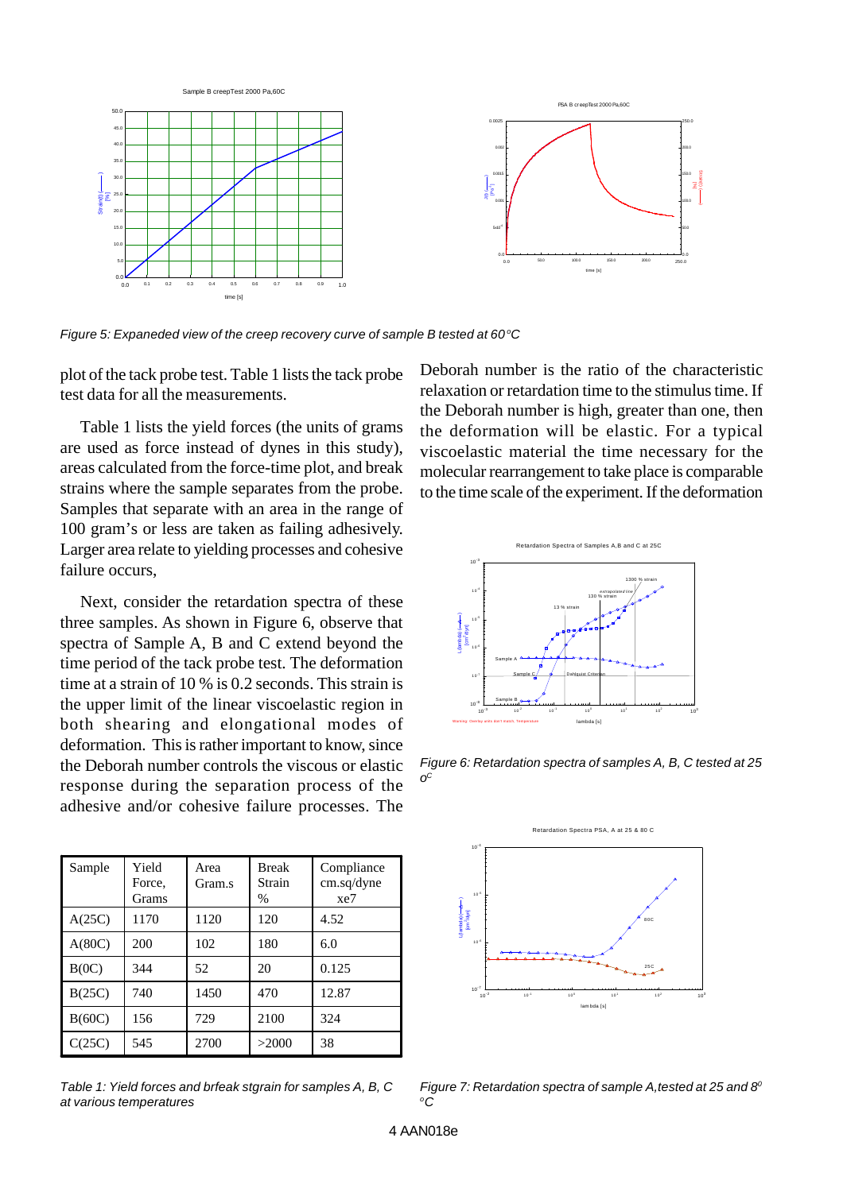*Figure 5: Expaneded view of the creep recovery curve of sample B tested at 60°C*

plot of the tack probe test. Table 1 lists the tack probe test data for all the measurements.

Table 1 lists the yield forces (the units of grams are used as force instead of dynes in this study), areas calculated from the force-time plot, and break strains where the sample separates from the probe. Samples that separate with an area in the range of 100 gram's or less are taken as failing adhesively. Larger area relate to yielding processes and cohesive failure occurs,

Next, consider the retardation spectra of these three samples. As shown in Figure 6, observe that spectra of Sample A, B and C extend beyond the time period of the tack probe test. The deformation time at a strain of 10 % is 0.2 seconds. This strain is the upper limit of the linear viscoelastic region in both shearing and elongational modes of deformation. This is rather important to know, since the Deborah number controls the viscous or elastic response during the separation process of the adhesive and/or cohesive failure processes. The Deborah number is the ratio of the characteristic relaxation or retardation time to the stimulus time. If the Deborah number is high, greater than one, then the deformation will be elastic. For a typical viscoelastic material the time necessary for the molecular rearrangement to take place is comparable to the time scale of the experiment. If the deformation

| Sample | Yield Force, Grams | Area Gram.s | Break Strain % | Compliance cm.sq/dyne xe7 |
|---|---|---|---|---|
| A(25C) | 1170 | 1120 | 120 | 4.52 |
| A(80C) | 200 | 102 | 180 | 6.0 |
| B(0C) | 344 | 52 | 20 | 0.125 |
| B(25C) | 740 | 1450 | 470 | 12.87 |
| B(60C) | 156 | 729 | 2100 | 324 |
| C(25C) | 545 | 2700 | >2000 | 38 |

*Table 1: Yield forces and brfeak stgrain for samples A, B, C at various temperatures*

*Figure 6: Retardation spectra of samples A, B, C tested at 25 $o^C$*

*Figure 7: Retardation spectra of sample A,tested at 25 and $8^0$ $^oC$*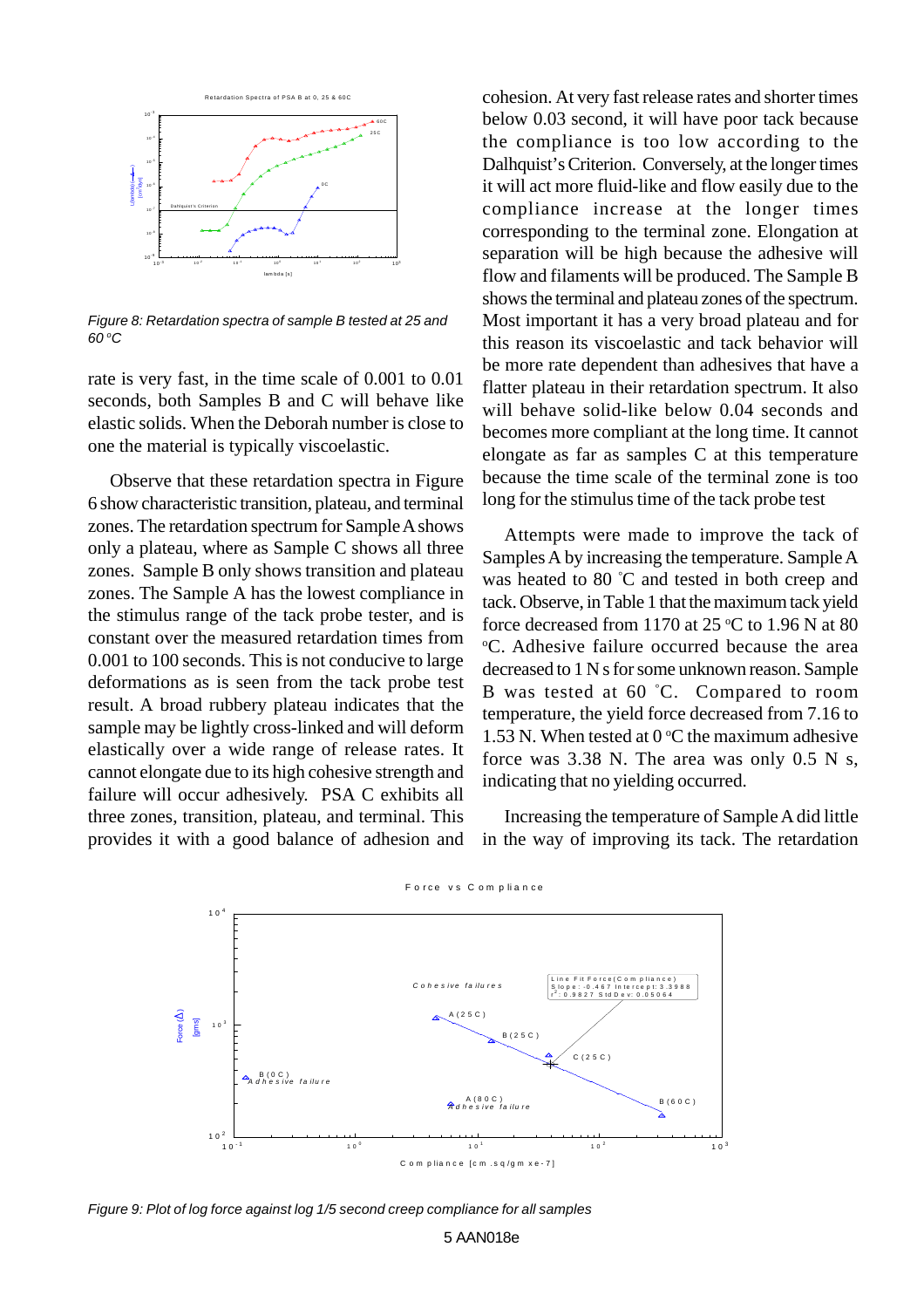*Figure 8: Retardation spectra of sample B tested at 25 and 60 °C*

rate is very fast, in the time scale of 0.001 to 0.01 seconds, both Samples B and C will behave like elastic solids. When the Deborah number is close to one the material is typically viscoelastic.

Observe that these retardation spectra in Figure 6 show characteristic transition, plateau, and terminal zones. The retardation spectrum for Sample A shows only a plateau, where as Sample C shows all three zones. Sample B only shows transition and plateau zones. The Sample A has the lowest compliance in the stimulus range of the tack probe tester, and is constant over the measured retardation times from 0.001 to 100 seconds. This is not conducive to large deformations as is seen from the tack probe test result. A broad rubbery plateau indicates that the sample may be lightly cross-linked and will deform elastically over a wide range of release rates. It cannot elongate due to its high cohesive strength and failure will occur adhesively. PSA C exhibits all three zones, transition, plateau, and terminal. This provides it with a good balance of adhesion and cohesion. At very fast release rates and shorter times below 0.03 second, it will have poor tack because the compliance is too low according to the Dalhquist's Criterion. Conversely, at the longer times it will act more fluid-like and flow easily due to the compliance increase at the longer times corresponding to the terminal zone. Elongation at separation will be high because the adhesive will flow and filaments will be produced. The Sample B shows the terminal and plateau zones of the spectrum. Most important it has a very broad plateau and for this reason its viscoelastic and tack behavior will be more rate dependent than adhesives that have a flatter plateau in their retardation spectrum. It also will behave solid-like below 0.04 seconds and becomes more compliant at the long time. It cannot elongate as far as samples C at this temperature because the time scale of the terminal zone is too long for the stimulus time of the tack probe test

Attempts were made to improve the tack of Samples A by increasing the temperature. Sample A was heated to 80 °C and tested in both creep and tack. Observe, in Table 1 that the maximum tack yield force decreased from 1170 at 25 °C to 1.96 N at 80 °C. Adhesive failure occurred because the area decreased to 1 N s for some unknown reason. Sample B was tested at 60 °C. Compared to room temperature, the yield force decreased from 7.16 to 1.53 N. When tested at 0 °C the maximum adhesive force was 3.38 N. The area was only 0.5 N s, indicating that no yielding occurred.

Increasing the temperature of Sample A did little in the way of improving its tack. The retardation

*Figure 9: Plot of log force against log 1/5 second creep compliance for all samples*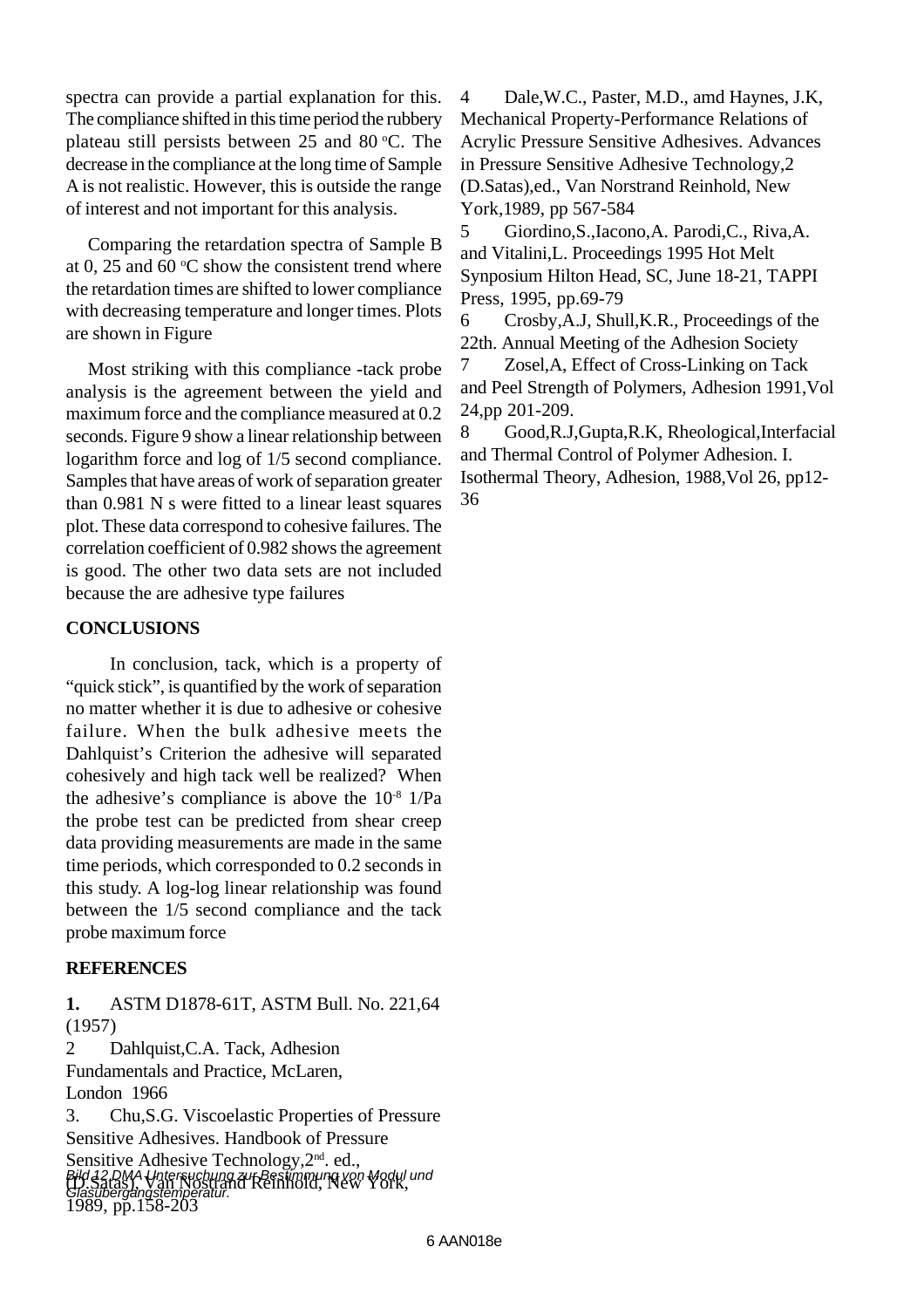spectra can provide a partial explanation for this. The compliance shifted in this time period the rubbery plateau still persists between 25 and 80 °C. The decrease in the compliance at the long time of Sample A is not realistic. However, this is outside the range of interest and not important for this analysis.

Comparing the retardation spectra of Sample B at 0, 25 and 60 °C show the consistent trend where the retardation times are shifted to lower compliance with decreasing temperature and longer times. Plots are shown in Figure

Most striking with this compliance -tack probe analysis is the agreement between the yield and maximum force and the compliance measured at 0.2 seconds. Figure 9 show a linear relationship between logarithm force and log of 1/5 second compliance. Samples that have areas of work of separation greater than 0.981 N s were fitted to a linear least squares plot. These data correspond to cohesive failures. The correlation coefficient of 0.982 shows the agreement is good. The other two data sets are not included because the are adhesive type failures

## CONCLUSIONS

In conclusion, tack, which is a property of "quick stick", is quantified by the work of separation no matter whether it is due to adhesive or cohesive failure. When the bulk adhesive meets the Dahlquist's Criterion the adhesive will separated cohesively and high tack well be realized? When the adhesive's compliance is above the $10^{-8}$ 1/Pa the probe test can be predicted from shear creep data providing measurements are made in the same time periods, which corresponded to 0.2 seconds in this study. A log-log linear relationship was found between the 1/5 second compliance and the tack probe maximum force

## REFERENCES

**1.** ASTM D1878-61T, ASTM Bull. No. 221,64 (1957)

2 Dahlquist,C.A. Tack, Adhesion Fundamentals and Practice, McLaren, London 1966

3. Chu,S.G. Viscoelastic Properties of Pressure Sensitive Adhesives. Handbook of Pressure Sensitive Adhesive Technology,2nd. ed., (D.Satas), Van Nostrand Reinhold, New York, 1989, pp.158-203

*Bild 12 DMA Untersuchung zur Bestimmung von Modul und Glasübergangstemperatur.*

4 Dale,W.C., Paster, M.D., amd Haynes, J.K, Mechanical Property-Performance Relations of Acrylic Pressure Sensitive Adhesives. Advances in Pressure Sensitive Adhesive Technology,2 (D.Satas),ed., Van Norstrand Reinhold, New York,1989, pp 567-584

5 Giordino,S.,Iacono,A. Parodi,C., Riva,A. and Vitalini,L. Proceedings 1995 Hot Melt Synposium Hilton Head, SC, June 18-21, TAPPI Press, 1995, pp.69-79

6 Crosby,A.J, Shull,K.R., Proceedings of the 22th. Annual Meeting of the Adhesion Society

7 Zosel,A, Effect of Cross-Linking on Tack and Peel Strength of Polymers, Adhesion 1991,Vol 24,pp 201-209.

8 Good,R.J,Gupta,R.K, Rheological,Interfacial and Thermal Control of Polymer Adhesion. I. Isothermal Theory, Adhesion, 1988,Vol 26, pp12-36